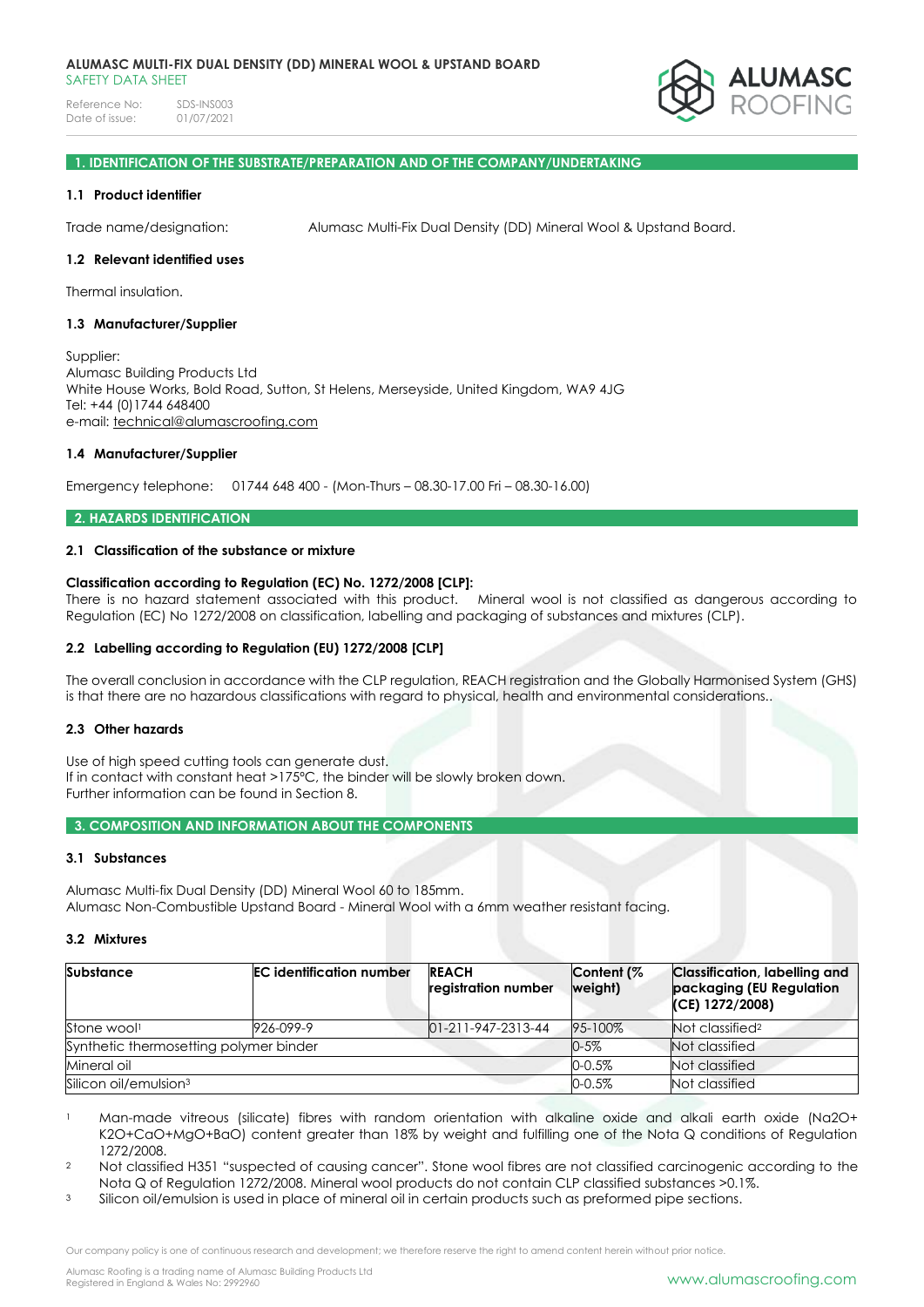ALUMASC MULTI-FIX DUAL DENSITY (DD) MINERAL WOOL & UPSTAND BOARD
SAFETY DATA SHEET

Reference No: SDS-INS003
Date of issue: 01/07/2021

## 1. IDENTIFICATION OF THE SUBSTRATE/PREPARATION AND OF THE COMPANY/UNDERTAKING

### 1.1 Product identifier

Trade name/designation: Alumasc Multi-Fix Dual Density (DD) Mineral Wool & Upstand Board.

### 1.2 Relevant identified uses

Thermal insulation.

### 1.3 Manufacturer/Supplier

Supplier:
Alumasc Building Products Ltd
White House Works, Bold Road, Sutton, St Helens, Merseyside, United Kingdom, WA9 4JG
Tel: +44 (0)1744 648400
e-mail: technical@alumascroofing.com

### 1.4 Manufacturer/Supplier

Emergency telephone: 01744 648 400 - (Mon-Thurs – 08.30-17.00 Fri – 08.30-16.00)

## 2. HAZARDS IDENTIFICATION

### 2.1 Classification of the substance or mixture

**Classification according to Regulation (EC) No. 1272/2008 [CLP]:**
There is no hazard statement associated with this product. Mineral wool is not classified as dangerous according to Regulation (EC) No 1272/2008 on classification, labelling and packaging of substances and mixtures (CLP).

### 2.2 Labelling according to Regulation (EU) 1272/2008 [CLP]

The overall conclusion in accordance with the CLP regulation, REACH registration and the Globally Harmonised System (GHS) is that there are no hazardous classifications with regard to physical, health and environmental considerations..

### 2.3 Other hazards

Use of high speed cutting tools can generate dust.
If in contact with constant heat >175°C, the binder will be slowly broken down.
Further information can be found in Section 8.

## 3. COMPOSITION AND INFORMATION ABOUT THE COMPONENTS

### 3.1 Substances

Alumasc Multi-fix Dual Density (DD) Mineral Wool 60 to 185mm.
Alumasc Non-Combustible Upstand Board - Mineral Wool with a 6mm weather resistant facing.

### 3.2 Mixtures

| Substance | EC identification number | REACH registration number | Content (% weight) | Classification, labelling and packaging (EU Regulation (CE) 1272/2008) |
|---|---|---|---|---|
| Stone wool[1] | 926-099-9 | 01-211-947-2313-44 | 95-100% | Not classified[2] |
| Synthetic thermosetting polymer binder | | | 0-5% | Not classified |
| Mineral oil | | | 0-0.5% | Not classified |
| Silicon oil/emulsion[3] | | | 0-0.5% | Not classified |

1. Man-made vitreous (silicate) fibres with random orientation with alkaline oxide and alkali earth oxide ($Na_2O$+ $K_2O$+CaO+MgO+BaO) content greater than 18% by weight and fulfilling one of the Nota Q conditions of Regulation 1272/2008.
2. Not classified H351 "suspected of causing cancer". Stone wool fibres are not classified carcinogenic according to the Nota Q of Regulation 1272/2008. Mineral wool products do not contain CLP classified substances >0.1%.
3. Silicon oil/emulsion is used in place of mineral oil in certain products such as preformed pipe sections.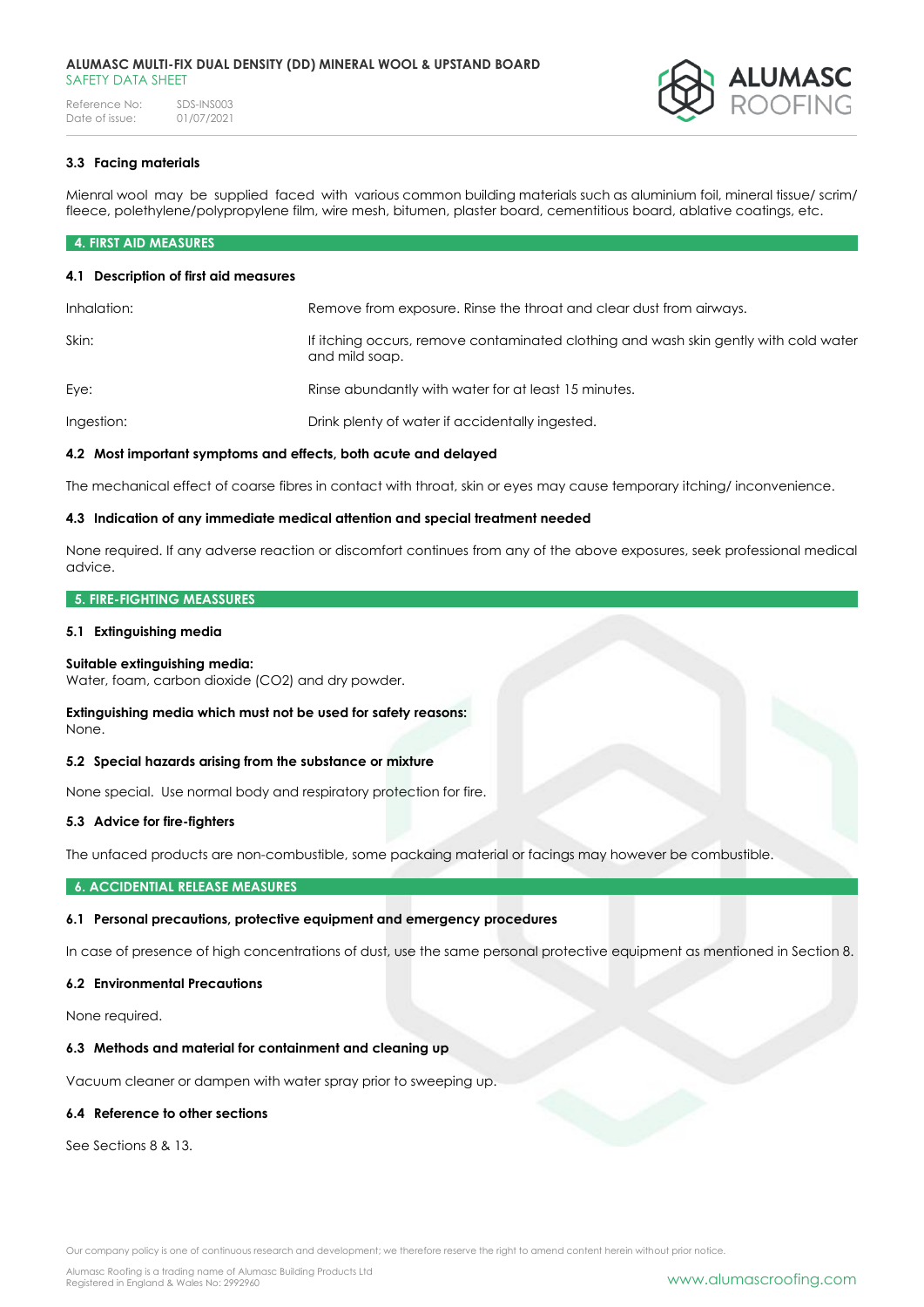### 3.3 Facing materials

Mienral wool may be supplied faced with various common building materials such as aluminium foil, mineral tissue/ scrim/ fleece, polethylene/polypropylene film, wire mesh, bitumen, plaster board, cementitious board, ablative coatings, etc.

## 4. FIRST AID MEASURES

### 4.1 Description of first aid measures

| | |
|---|---|
| Inhalation: | Remove from exposure. Rinse the throat and clear dust from airways. |
| Skin: | If itching occurs, remove contaminated clothing and wash skin gently with cold water and mild soap. |
| Eye: | Rinse abundantly with water for at least 15 minutes. |
| Ingestion: | Drink plenty of water if accidentally ingested. |

### 4.2 Most important symptoms and effects, both acute and delayed

The mechanical effect of coarse fibres in contact with throat, skin or eyes may cause temporary itching/ inconvenience.

### 4.3 Indication of any immediate medical attention and special treatment needed

None required. If any adverse reaction or discomfort continues from any of the above exposures, seek professional medical advice.

## 5. FIRE-FIGHTING MEASURES

### 5.1 Extinguishing media

**Suitable extinguishing media:**
Water, foam, carbon dioxide ($CO_2$) and dry powder.

**Extinguishing media which must not be used for safety reasons:**
None.

### 5.2 Special hazards arising from the substance or mixture

None special. Use normal body and respiratory protection for fire.

### 5.3 Advice for fire-fighters

The unfaced products are non-combustible, some packaing material or facings may however be combustible.

## 6. ACCIDENTIAL RELEASE MEASURES

### 6.1 Personal precautions, protective equipment and emergency procedures

In case of presence of high concentrations of dust, use the same personal protective equipment as mentioned in Section 8.

### 6.2 Environmental Precautions

None required.

### 6.3 Methods and material for containment and cleaning up

Vacuum cleaner or dampen with water spray prior to sweeping up.

### 6.4 Reference to other sections

See Sections 8 & 13.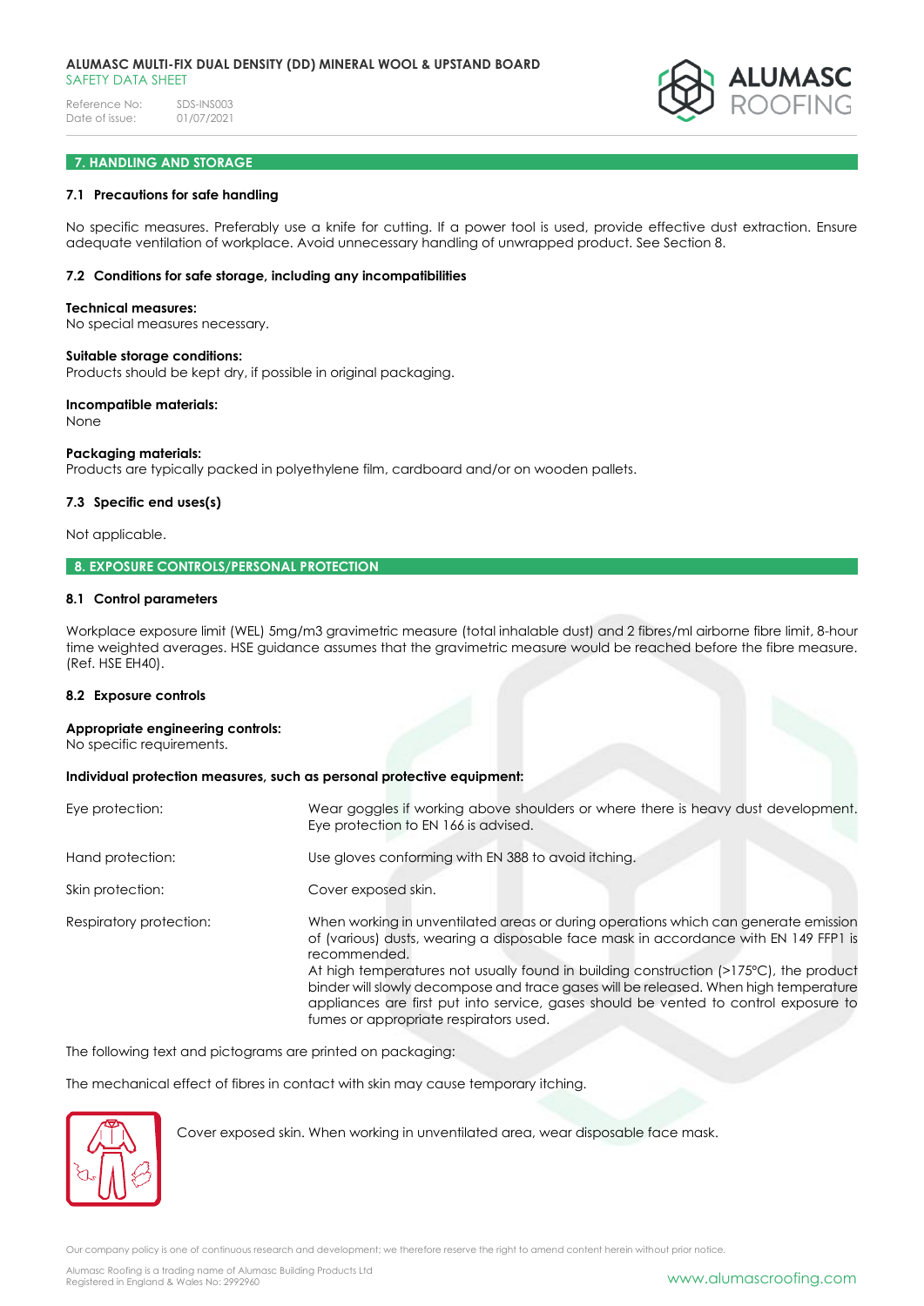## 7. HANDLING AND STORAGE

### 7.1 Precautions for safe handling

No specific measures. Preferably use a knife for cutting. If a power tool is used, provide effective dust extraction. Ensure adequate ventilation of workplace. Avoid unnecessary handling of unwrapped product. See Section 8.

### 7.2 Conditions for safe storage, including any incompatibilities

**Technical measures:**
No special measures necessary.

**Suitable storage conditions:**
Products should be kept dry, if possible in original packaging.

**Incompatible materials:**
None

**Packaging materials:**
Products are typically packed in polyethylene film, cardboard and/or on wooden pallets.

### 7.3 Specific end uses(s)

Not applicable.

## 8. EXPOSURE CONTROLS/PERSONAL PROTECTION

### 8.1 Control parameters

Workplace exposure limit (WEL) 5mg/m3 gravimetric measure (total inhalable dust) and 2 fibres/ml airborne fibre limit, 8-hour time weighted averages. HSE guidance assumes that the gravimetric measure would be reached before the fibre measure. (Ref. HSE EH40).

### 8.2 Exposure controls

**Appropriate engineering controls:**
No specific requirements.

**Individual protection measures, such as personal protective equipment:**

| | |
|---|---|
| Eye protection: | Wear goggles if working above shoulders or where there is heavy dust development. Eye protection to EN 166 is advised. |
| Hand protection: | Use gloves conforming with EN 388 to avoid itching. |
| Skin protection: | Cover exposed skin. |
| Respiratory protection: | When working in unventilated areas or during operations which can generate emission of (various) dusts, wearing a disposable face mask in accordance with EN 149 FFP1 is recommended. At high temperatures not usually found in building construction (>175°C), the product binder will slowly decompose and trace gases will be released. When high temperature appliances are first put into service, gases should be vented to control exposure to fumes or appropriate respirators used. |

The following text and pictograms are printed on packaging:

The mechanical effect of fibres in contact with skin may cause temporary itching.

Cover exposed skin. When working in unventilated area, wear disposable face mask.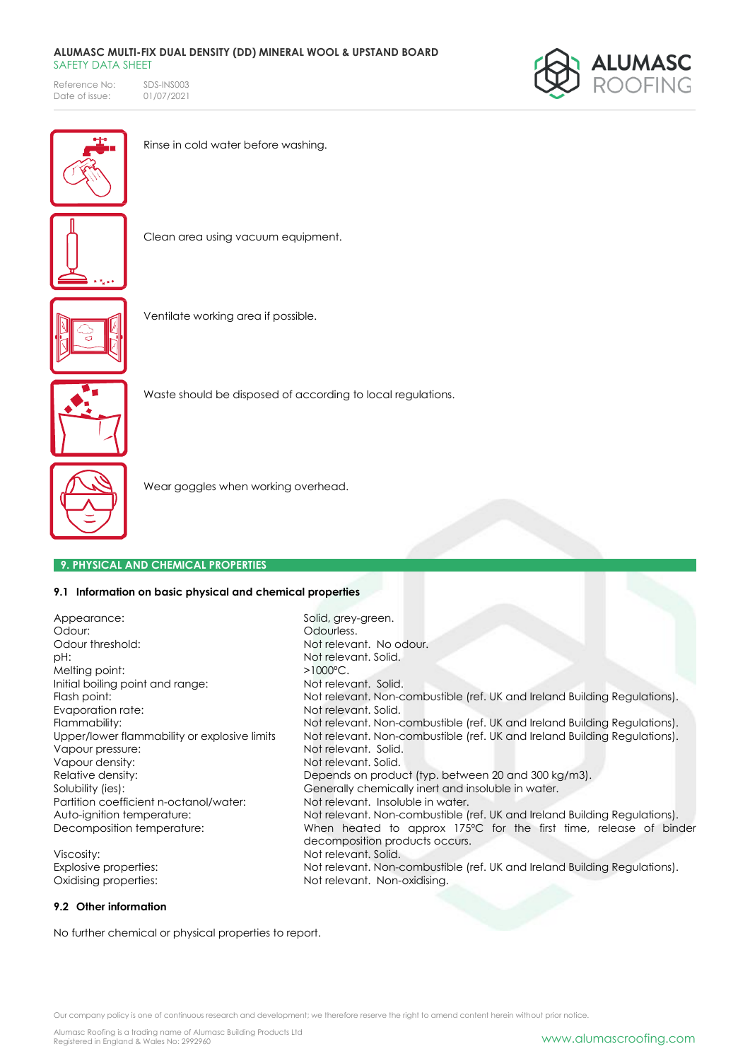Rinse in cold water before washing.

Clean area using vacuum equipment.

Ventilate working area if possible.

Waste should be disposed of according to local regulations.

Wear goggles when working overhead.

## 9. PHYSICAL AND CHEMICAL PROPERTIES

### 9.1 Information on basic physical and chemical properties

| | |
|---|---|
| Appearance: | Solid, grey-green. |
| Odour: | Odourless. |
| Odour threshold: | Not relevant. No odour. |
| pH: | Not relevant. Solid. |
| Melting point: | >1000°C. |
| Initial boiling point and range: | Not relevant. Solid. |
| Flash point: | Not relevant. Non-combustible (ref. UK and Ireland Building Regulations). |
| Evaporation rate: | Not relevant. Solid. |
| Flammability: | Not relevant. Non-combustible (ref. UK and Ireland Building Regulations). |
| Upper/lower flammability or explosive limits | Not relevant. Non-combustible (ref. UK and Ireland Building Regulations). |
| Vapour pressure: | Not relevant. Solid. |
| Vapour density: | Not relevant. Solid. |
| Relative density: | Depends on product (typ. between 20 and 300 kg/m3). |
| Solubility (ies): | Generally chemically inert and insoluble in water. |
| Partition coefficient n-octanol/water: | Not relevant. Insoluble in water. |
| Auto-ignition temperature: | Not relevant. Non-combustible (ref. UK and Ireland Building Regulations). |
| Decomposition temperature: | When heated to approx 175°C for the first time, release of binder decomposition products occurs. |
| Viscosity: | Not relevant. Solid. |
| Explosive properties: | Not relevant. Non-combustible (ref. UK and Ireland Building Regulations). |
| Oxidising properties: | Not relevant. Non-oxidising. |

### 9.2 Other information

No further chemical or physical properties to report.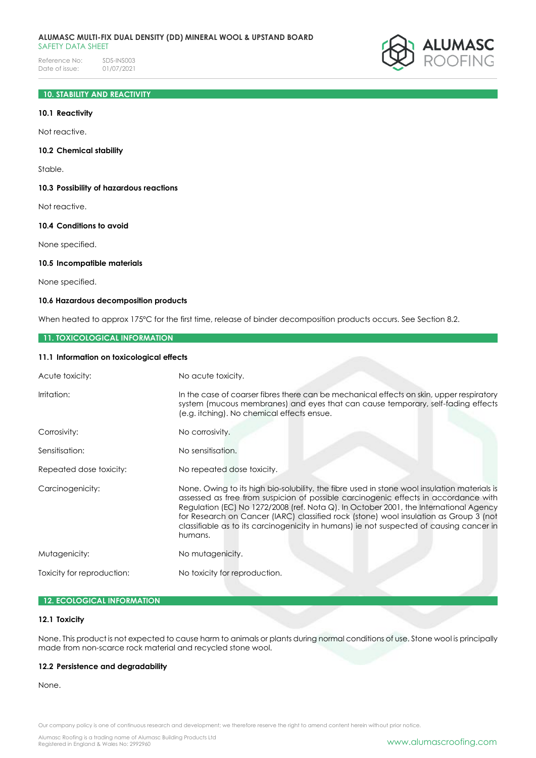## 10. STABILITY AND REACTIVITY

### 10.1 Reactivity

Not reactive.

### 10.2 Chemical stability

Stable.

### 10.3 Possibility of hazardous reactions

Not reactive.

### 10.4 Conditions to avoid

None specified.

### 10.5 Incompatible materials

None specified.

### 10.6 Hazardous decomposition products

When heated to approx 175°C for the first time, release of binder decomposition products occurs. See Section 8.2.

## 11. TOXICOLOGICAL INFORMATION

### 11.1 Information on toxicological effects

| | |
|---|---|
| Acute toxicity: | No acute toxicity. |
| Irritation: | In the case of coarser fibres there can be mechanical effects on skin, upper respiratory system (mucous membranes) and eyes that can cause temporary, self-fading effects (e.g. itching). No chemical effects ensue. |
| Corrosivity: | No corrosivity. |
| Sensitisation: | No sensitisation. |
| Repeated dose toxicity: | No repeated dose toxicity. |
| Carcinogenicity: | None. Owing to its high bio-solubility, the fibre used in stone wool insulation materials is assessed as free from suspicion of possible carcinogenic effects in accordance with Regulation (EC) No 1272/2008 (ref. Nota Q). In October 2001, the International Agency for Research on Cancer (IARC) classified rock (stone) wool insulation as Group 3 (not classifiable as to its carcinogenicity in humans) ie not suspected of causing cancer in humans. |
| Mutagenicity: | No mutagenicity. |
| Toxicity for reproduction: | No toxicity for reproduction. |

## 12. ECOLOGICAL INFORMATION

### 12.1 Toxicity

None. This product is not expected to cause harm to animals or plants during normal conditions of use. Stone wool is principally made from non-scarce rock material and recycled stone wool.

### 12.2 Persistence and degradability

None.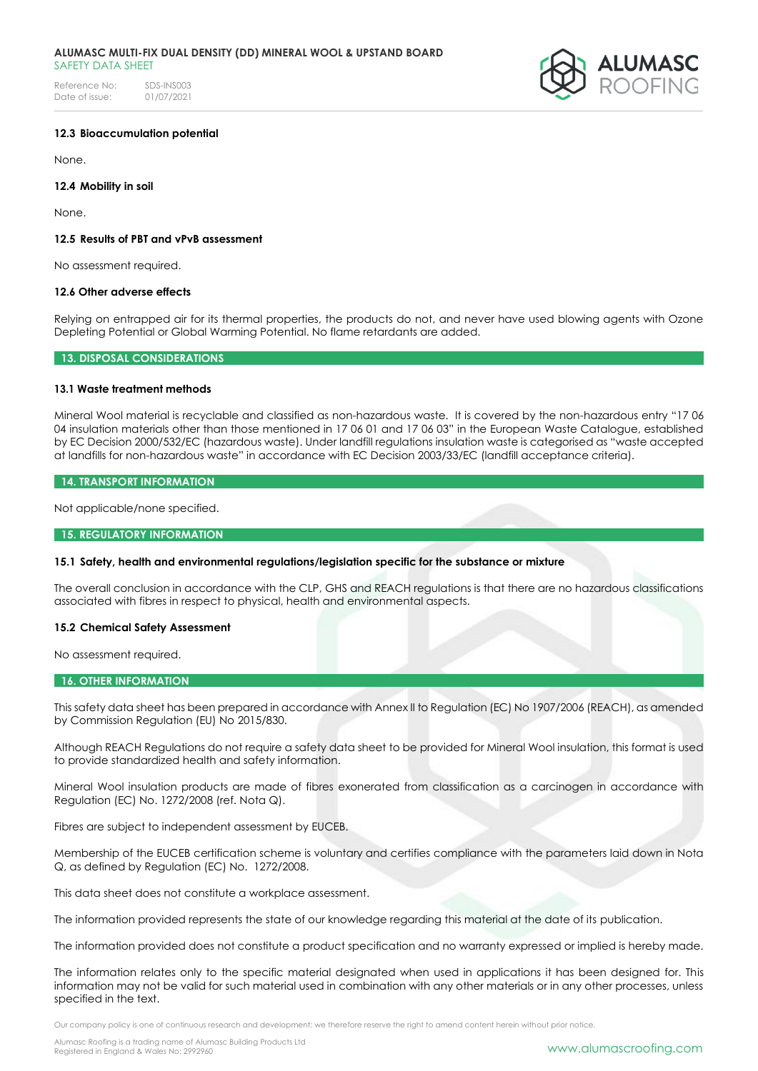### 12.3 Bioaccumulation potential

None.

### 12.4 Mobility in soil

None.

### 12.5 Results of PBT and vPvB assessment

No assessment required.

### 12.6 Other adverse effects

Relying on entrapped air for its thermal properties, the products do not, and never have used blowing agents with Ozone Depleting Potential or Global Warming Potential. No flame retardants are added.

## 13. DISPOSAL CONSIDERATIONS

### 13.1 Waste treatment methods

Mineral Wool material is recyclable and classified as non-hazardous waste. It is covered by the non-hazardous entry "17 06 04 insulation materials other than those mentioned in 17 06 01 and 17 06 03" in the European Waste Catalogue, established by EC Decision 2000/532/EC (hazardous waste). Under landfill regulations insulation waste is categorised as "waste accepted at landfills for non-hazardous waste" in accordance with EC Decision 2003/33/EC (landfill acceptance criteria).

## 14. TRANSPORT INFORMATION

Not applicable/none specified.

## 15. REGULATORY INFORMATION

### 15.1 Safety, health and environmental regulations/legislation specific for the substance or mixture

The overall conclusion in accordance with the CLP, GHS and REACH regulations is that there are no hazardous classifications associated with fibres in respect to physical, health and environmental aspects.

### 15.2 Chemical Safety Assessment

No assessment required.

## 16. OTHER INFORMATION

This safety data sheet has been prepared in accordance with Annex II to Regulation (EC) No 1907/2006 (REACH), as amended by Commission Regulation (EU) No 2015/830.

Although REACH Regulations do not require a safety data sheet to be provided for Mineral Wool insulation, this format is used to provide standardized health and safety information.

Mineral Wool insulation products are made of fibres exonerated from classification as a carcinogen in accordance with Regulation (EC) No. 1272/2008 (ref. Nota Q).

Fibres are subject to independent assessment by EUCEB.

Membership of the EUCEB certification scheme is voluntary and certifies compliance with the parameters laid down in Nota Q, as defined by Regulation (EC) No. 1272/2008.

This data sheet does not constitute a workplace assessment.

The information provided represents the state of our knowledge regarding this material at the date of its publication.

The information provided does not constitute a product specification and no warranty expressed or implied is hereby made.

The information relates only to the specific material designated when used in applications it has been designed for. This information may not be valid for such material used in combination with any other materials or in any other processes, unless specified in the text.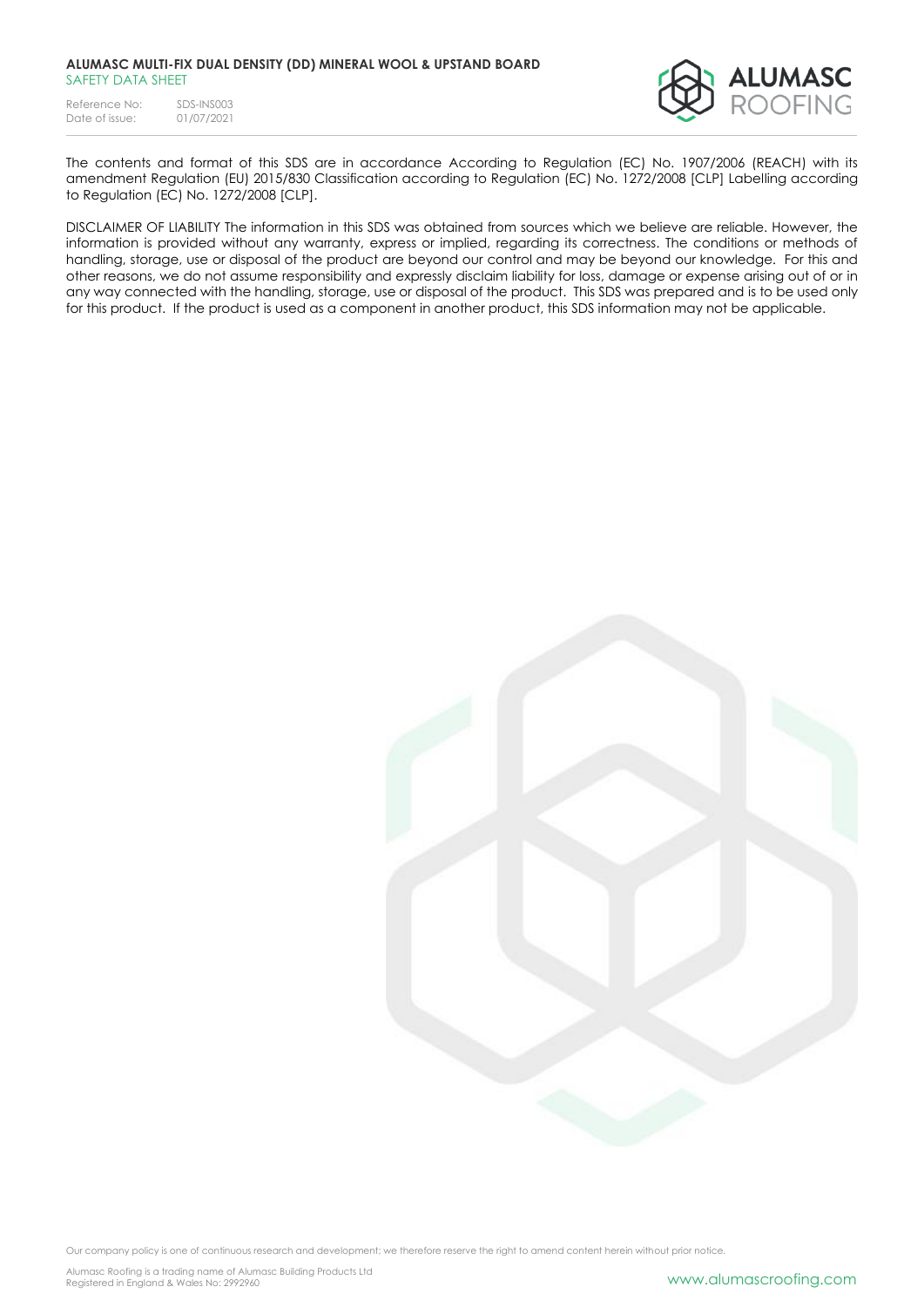The contents and format of this SDS are in accordance According to Regulation (EC) No. 1907/2006 (REACH) with its amendment Regulation (EU) 2015/830 Classification according to Regulation (EC) No. 1272/2008 [CLP] Labelling according to Regulation (EC) No. 1272/2008 [CLP].

DISCLAIMER OF LIABILITY The information in this SDS was obtained from sources which we believe are reliable. However, the information is provided without any warranty, express or implied, regarding its correctness. The conditions or methods of handling, storage, use or disposal of the product are beyond our control and may be beyond our knowledge. For this and other reasons, we do not assume responsibility and expressly disclaim liability for loss, damage or expense arising out of or in any way connected with the handling, storage, use or disposal of the product. This SDS was prepared and is to be used only for this product. If the product is used as a component in another product, this SDS information may not be applicable.

Our company policy is one of continuous research and development; we therefore reserve the right to amend content herein without prior notice.